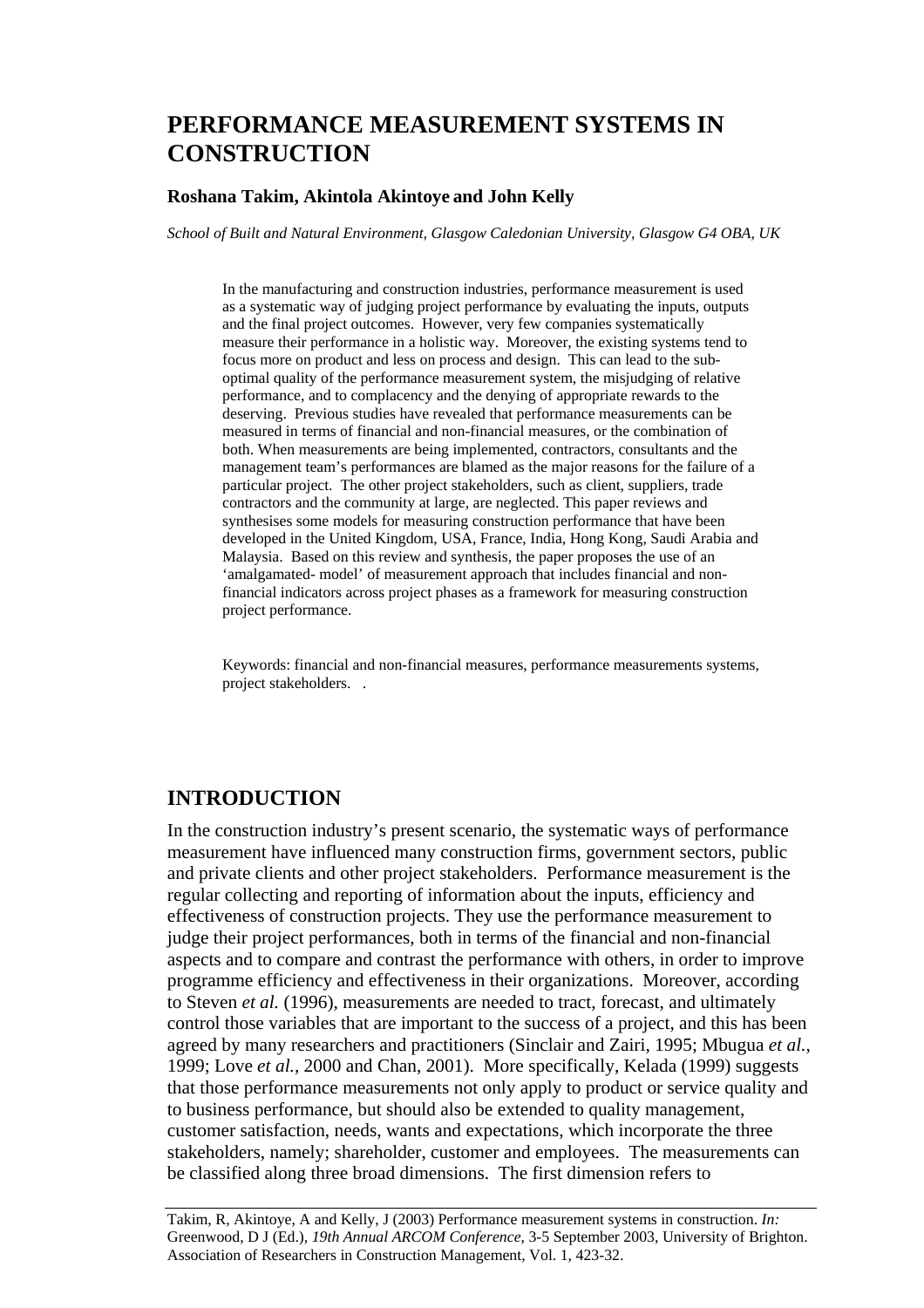# PERFORMANCE MEASUREMENT SYSTEMS IN CONSTRUCTION

**Roshana Takim, Akintola Akintoye and John Kelly**

*School of Built and Natural Environment, Glasgow Caledonian University, Glasgow G4 OBA, UK*

In the manufacturing and construction industries, performance measurement is used as a systematic way of judging project performance by evaluating the inputs, outputs and the final project outcomes. However, very few companies systematically measure their performance in a holistic way. Moreover, the existing systems tend to focus more on product and less on process and design. This can lead to the sub-optimal quality of the performance measurement system, the misjudging of relative performance, and to complacency and the denying of appropriate rewards to the deserving. Previous studies have revealed that performance measurements can be measured in terms of financial and non-financial measures, or the combination of both. When measurements are being implemented, contractors, consultants and the management team's performances are blamed as the major reasons for the failure of a particular project. The other project stakeholders, such as client, suppliers, trade contractors and the community at large, are neglected. This paper reviews and synthesises some models for measuring construction performance that have been developed in the United Kingdom, USA, France, India, Hong Kong, Saudi Arabia and Malaysia. Based on this review and synthesis, the paper proposes the use of an 'amalgamated- model' of measurement approach that includes financial and non-financial indicators across project phases as a framework for measuring construction project performance.

Keywords: financial and non-financial measures, performance measurements systems, project stakeholders. .

## INTRODUCTION

In the construction industry's present scenario, the systematic ways of performance measurement have influenced many construction firms, government sectors, public and private clients and other project stakeholders. Performance measurement is the regular collecting and reporting of information about the inputs, efficiency and effectiveness of construction projects. They use the performance measurement to judge their project performances, both in terms of the financial and non-financial aspects and to compare and contrast the performance with others, in order to improve programme efficiency and effectiveness in their organizations. Moreover, according to Steven *et al.* (1996), measurements are needed to tract, forecast, and ultimately control those variables that are important to the success of a project, and this has been agreed by many researchers and practitioners (Sinclair and Zairi, 1995; Mbugua *et al.*, 1999; Love *et al.*, 2000 and Chan, 2001). More specifically, Kelada (1999) suggests that those performance measurements not only apply to product or service quality and to business performance, but should also be extended to quality management, customer satisfaction, needs, wants and expectations, which incorporate the three stakeholders, namely; shareholder, customer and employees. The measurements can be classified along three broad dimensions. The first dimension refers to

Takim, R, Akintoye, A and Kelly, J (2003) Performance measurement systems in construction. *In:* Greenwood, D J (Ed.), *19th Annual ARCOM Conference,* 3-5 September 2003, University of Brighton. Association of Researchers in Construction Management, Vol. 1, 423-32.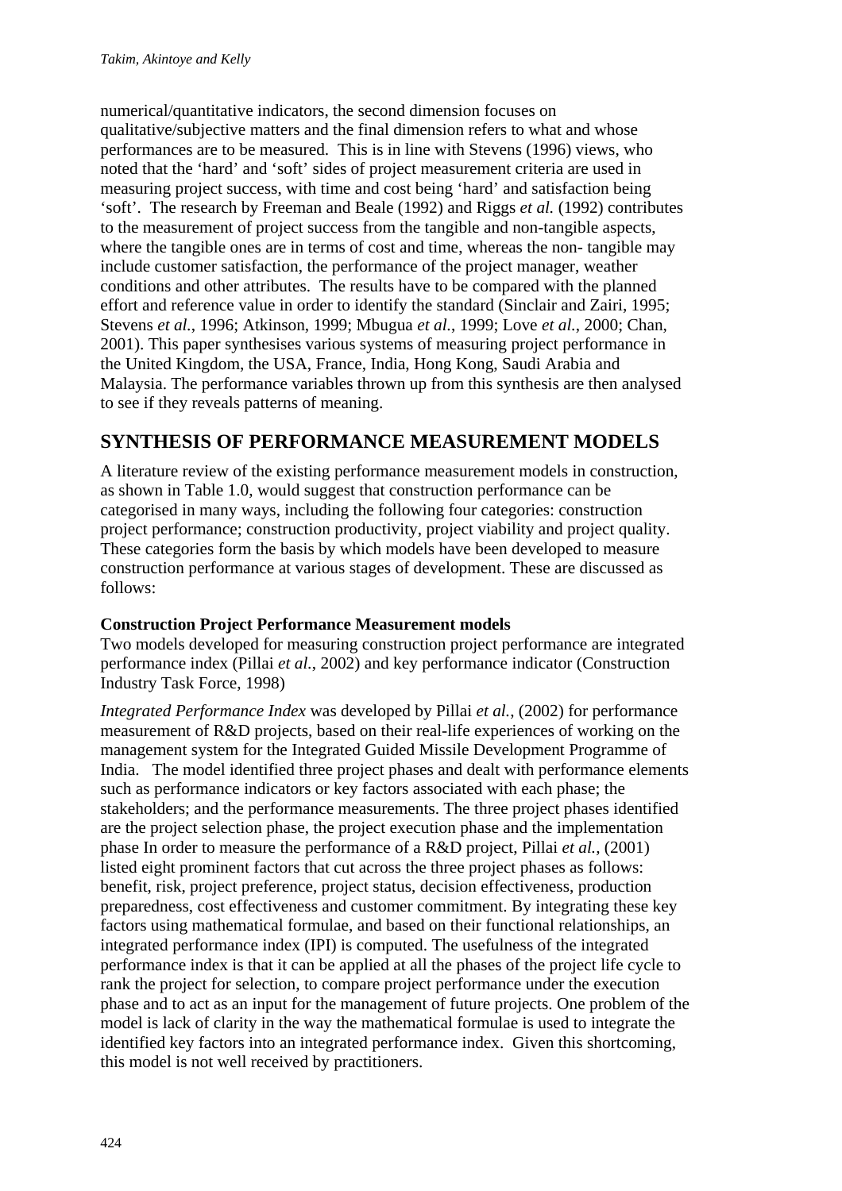numerical/quantitative indicators, the second dimension focuses on qualitative/subjective matters and the final dimension refers to what and whose performances are to be measured. This is in line with Stevens (1996) views, who noted that the 'hard' and 'soft' sides of project measurement criteria are used in measuring project success, with time and cost being 'hard' and satisfaction being 'soft'. The research by Freeman and Beale (1992) and Riggs *et al.* (1992) contributes to the measurement of project success from the tangible and non-tangible aspects, where the tangible ones are in terms of cost and time, whereas the non- tangible may include customer satisfaction, the performance of the project manager, weather conditions and other attributes. The results have to be compared with the planned effort and reference value in order to identify the standard (Sinclair and Zairi, 1995; Stevens *et al.*, 1996; Atkinson, 1999; Mbugua *et al.*, 1999; Love *et al.*, 2000; Chan, 2001). This paper synthesises various systems of measuring project performance in the United Kingdom, the USA, France, India, Hong Kong, Saudi Arabia and Malaysia. The performance variables thrown up from this synthesis are then analysed to see if they reveals patterns of meaning.

## SYNTHESIS OF PERFORMANCE MEASUREMENT MODELS

A literature review of the existing performance measurement models in construction, as shown in Table 1.0, would suggest that construction performance can be categorised in many ways, including the following four categories: construction project performance; construction productivity, project viability and project quality. These categories form the basis by which models have been developed to measure construction performance at various stages of development. These are discussed as follows:

### Construction Project Performance Measurement models

Two models developed for measuring construction project performance are integrated performance index (Pillai *et al.*, 2002) and key performance indicator (Construction Industry Task Force, 1998)

*Integrated Performance Index* was developed by Pillai *et al.*, (2002) for performance measurement of R&D projects, based on their real-life experiences of working on the management system for the Integrated Guided Missile Development Programme of India. The model identified three project phases and dealt with performance elements such as performance indicators or key factors associated with each phase; the stakeholders; and the performance measurements. The three project phases identified are the project selection phase, the project execution phase and the implementation phase In order to measure the performance of a R&D project, Pillai *et al.*, (2001) listed eight prominent factors that cut across the three project phases as follows: benefit, risk, project preference, project status, decision effectiveness, production preparedness, cost effectiveness and customer commitment. By integrating these key factors using mathematical formulae, and based on their functional relationships, an integrated performance index (IPI) is computed. The usefulness of the integrated performance index is that it can be applied at all the phases of the project life cycle to rank the project for selection, to compare project performance under the execution phase and to act as an input for the management of future projects. One problem of the model is lack of clarity in the way the mathematical formulae is used to integrate the identified key factors into an integrated performance index. Given this shortcoming, this model is not well received by practitioners.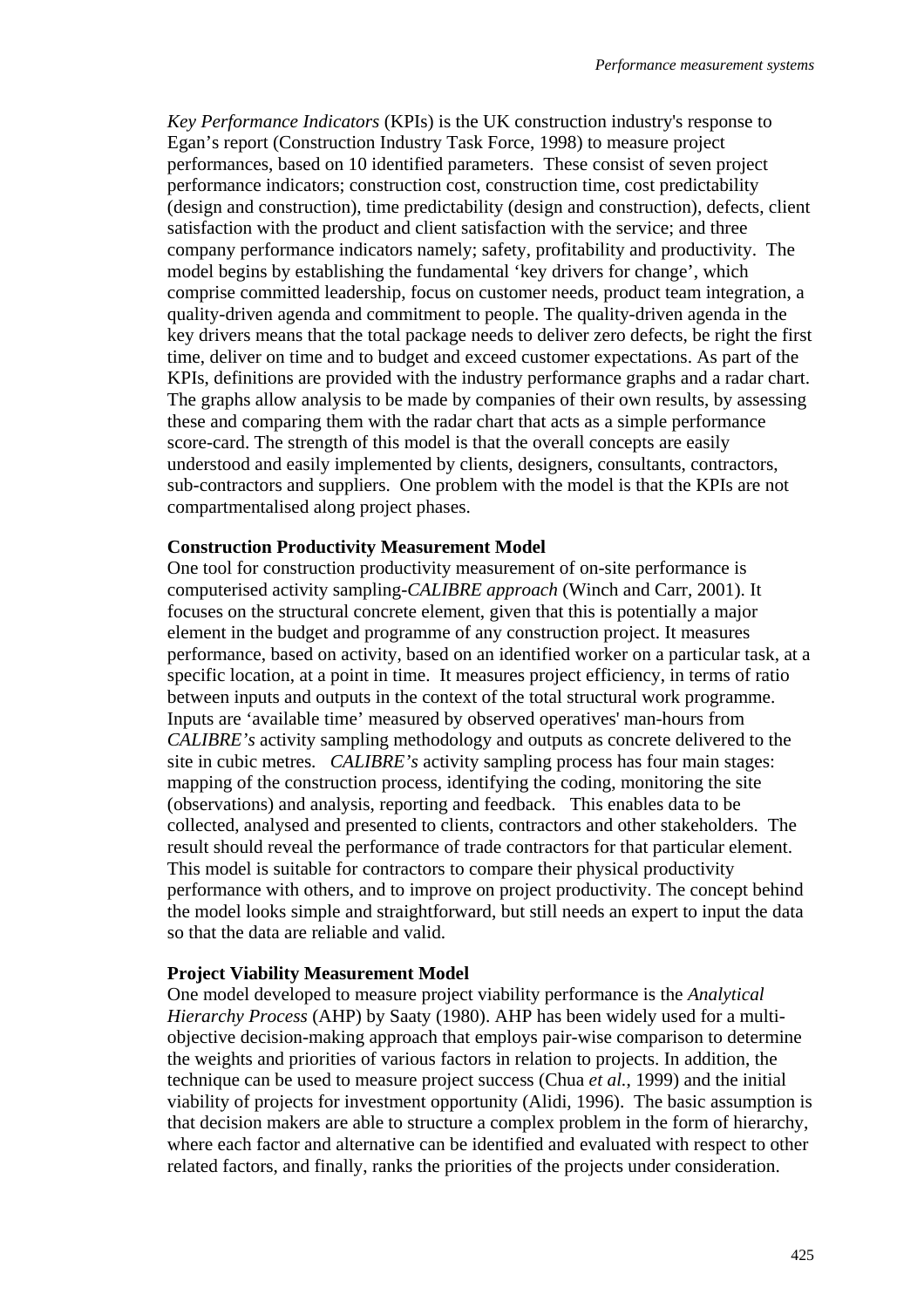*Key Performance Indicators* (KPIs) is the UK construction industry's response to Egan's report (Construction Industry Task Force, 1998) to measure project performances, based on 10 identified parameters. These consist of seven project performance indicators; construction cost, construction time, cost predictability (design and construction), time predictability (design and construction), defects, client satisfaction with the product and client satisfaction with the service; and three company performance indicators namely; safety, profitability and productivity. The model begins by establishing the fundamental 'key drivers for change', which comprise committed leadership, focus on customer needs, product team integration, a quality-driven agenda and commitment to people. The quality-driven agenda in the key drivers means that the total package needs to deliver zero defects, be right the first time, deliver on time and to budget and exceed customer expectations. As part of the KPIs, definitions are provided with the industry performance graphs and a radar chart. The graphs allow analysis to be made by companies of their own results, by assessing these and comparing them with the radar chart that acts as a simple performance score-card. The strength of this model is that the overall concepts are easily understood and easily implemented by clients, designers, consultants, contractors, sub-contractors and suppliers. One problem with the model is that the KPIs are not compartmentalised along project phases.

**Construction Productivity Measurement Model**

One tool for construction productivity measurement of on-site performance is computerised activity sampling-*CALIBRE approach* (Winch and Carr, 2001). It focuses on the structural concrete element, given that this is potentially a major element in the budget and programme of any construction project. It measures performance, based on activity, based on an identified worker on a particular task, at a specific location, at a point in time. It measures project efficiency, in terms of ratio between inputs and outputs in the context of the total structural work programme. Inputs are 'available time' measured by observed operatives' man-hours from *CALIBRE's* activity sampling methodology and outputs as concrete delivered to the site in cubic metres. *CALIBRE's* activity sampling process has four main stages: mapping of the construction process, identifying the coding, monitoring the site (observations) and analysis, reporting and feedback. This enables data to be collected, analysed and presented to clients, contractors and other stakeholders. The result should reveal the performance of trade contractors for that particular element. This model is suitable for contractors to compare their physical productivity performance with others, and to improve on project productivity. The concept behind the model looks simple and straightforward, but still needs an expert to input the data so that the data are reliable and valid.

**Project Viability Measurement Model**

One model developed to measure project viability performance is the *Analytical Hierarchy Process* (AHP) by Saaty (1980). AHP has been widely used for a multi-objective decision-making approach that employs pair-wise comparison to determine the weights and priorities of various factors in relation to projects. In addition, the technique can be used to measure project success (Chua *et al.*, 1999) and the initial viability of projects for investment opportunity (Alidi, 1996). The basic assumption is that decision makers are able to structure a complex problem in the form of hierarchy, where each factor and alternative can be identified and evaluated with respect to other related factors, and finally, ranks the priorities of the projects under consideration.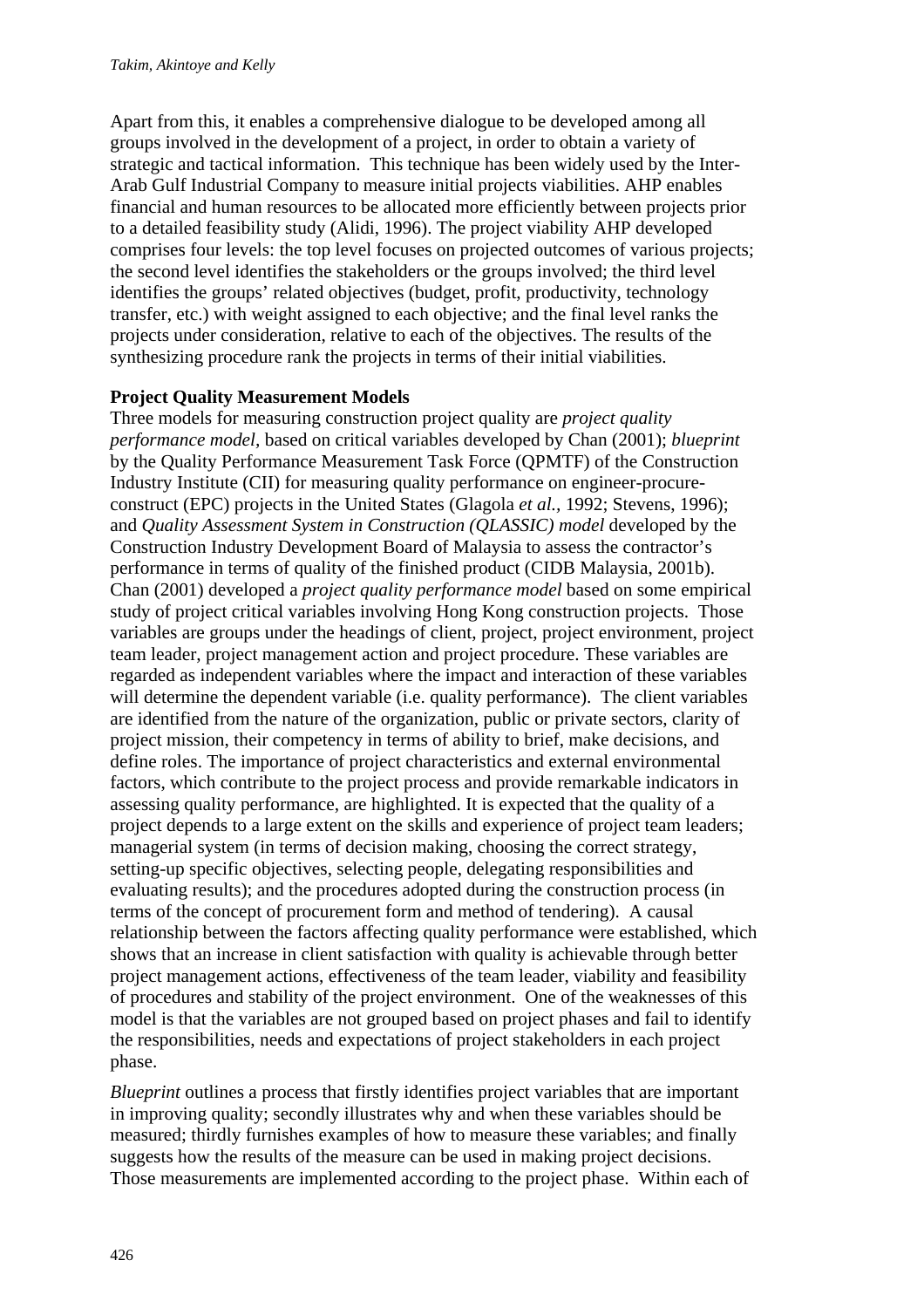Apart from this, it enables a comprehensive dialogue to be developed among all groups involved in the development of a project, in order to obtain a variety of strategic and tactical information. This technique has been widely used by the Inter-Arab Gulf Industrial Company to measure initial projects viabilities. AHP enables financial and human resources to be allocated more efficiently between projects prior to a detailed feasibility study (Alidi, 1996). The project viability AHP developed comprises four levels: the top level focuses on projected outcomes of various projects; the second level identifies the stakeholders or the groups involved; the third level identifies the groups' related objectives (budget, profit, productivity, technology transfer, etc.) with weight assigned to each objective; and the final level ranks the projects under consideration, relative to each of the objectives. The results of the synthesizing procedure rank the projects in terms of their initial viabilities.

**Project Quality Measurement Models**

Three models for measuring construction project quality are *project quality performance model*, based on critical variables developed by Chan (2001); *blueprint* by the Quality Performance Measurement Task Force (QPMTF) of the Construction Industry Institute (CII) for measuring quality performance on engineer-procure-construct (EPC) projects in the United States (Glagola *et al.*, 1992; Stevens, 1996); and *Quality Assessment System in Construction (QLASSIC) model* developed by the Construction Industry Development Board of Malaysia to assess the contractor's performance in terms of quality of the finished product (CIDB Malaysia, 2001b). Chan (2001) developed a *project quality performance model* based on some empirical study of project critical variables involving Hong Kong construction projects. Those variables are groups under the headings of client, project, project environment, project team leader, project management action and project procedure. These variables are regarded as independent variables where the impact and interaction of these variables will determine the dependent variable (i.e. quality performance). The client variables are identified from the nature of the organization, public or private sectors, clarity of project mission, their competency in terms of ability to brief, make decisions, and define roles. The importance of project characteristics and external environmental factors, which contribute to the project process and provide remarkable indicators in assessing quality performance, are highlighted. It is expected that the quality of a project depends to a large extent on the skills and experience of project team leaders; managerial system (in terms of decision making, choosing the correct strategy, setting-up specific objectives, selecting people, delegating responsibilities and evaluating results); and the procedures adopted during the construction process (in terms of the concept of procurement form and method of tendering). A causal relationship between the factors affecting quality performance were established, which shows that an increase in client satisfaction with quality is achievable through better project management actions, effectiveness of the team leader, viability and feasibility of procedures and stability of the project environment. One of the weaknesses of this model is that the variables are not grouped based on project phases and fail to identify the responsibilities, needs and expectations of project stakeholders in each project phase.

*Blueprint* outlines a process that firstly identifies project variables that are important in improving quality; secondly illustrates why and when these variables should be measured; thirdly furnishes examples of how to measure these variables; and finally suggests how the results of the measure can be used in making project decisions. Those measurements are implemented according to the project phase. Within each of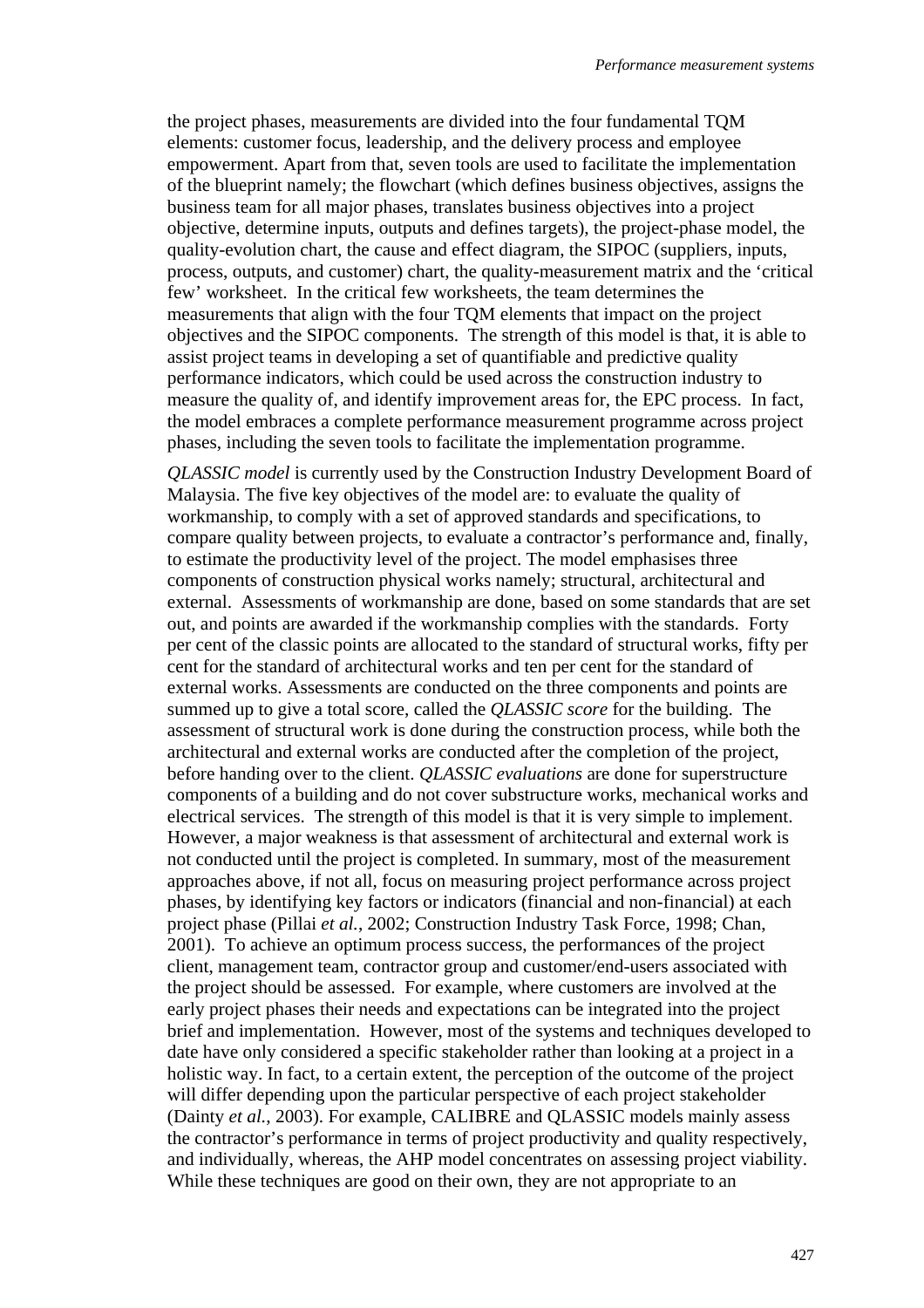the project phases, measurements are divided into the four fundamental TQM elements: customer focus, leadership, and the delivery process and employee empowerment. Apart from that, seven tools are used to facilitate the implementation of the blueprint namely; the flowchart (which defines business objectives, assigns the business team for all major phases, translates business objectives into a project objective, determine inputs, outputs and defines targets), the project-phase model, the quality-evolution chart, the cause and effect diagram, the SIPOC (suppliers, inputs, process, outputs, and customer) chart, the quality-measurement matrix and the 'critical few' worksheet. In the critical few worksheets, the team determines the measurements that align with the four TQM elements that impact on the project objectives and the SIPOC components. The strength of this model is that, it is able to assist project teams in developing a set of quantifiable and predictive quality performance indicators, which could be used across the construction industry to measure the quality of, and identify improvement areas for, the EPC process. In fact, the model embraces a complete performance measurement programme across project phases, including the seven tools to facilitate the implementation programme.

*QLASSIC model* is currently used by the Construction Industry Development Board of Malaysia. The five key objectives of the model are: to evaluate the quality of workmanship, to comply with a set of approved standards and specifications, to compare quality between projects, to evaluate a contractor's performance and, finally, to estimate the productivity level of the project. The model emphasises three components of construction physical works namely; structural, architectural and external. Assessments of workmanship are done, based on some standards that are set out, and points are awarded if the workmanship complies with the standards. Forty per cent of the classic points are allocated to the standard of structural works, fifty per cent for the standard of architectural works and ten per cent for the standard of external works. Assessments are conducted on the three components and points are summed up to give a total score, called the *QLASSIC score* for the building. The assessment of structural work is done during the construction process, while both the architectural and external works are conducted after the completion of the project, before handing over to the client. *QLASSIC evaluations* are done for superstructure components of a building and do not cover substructure works, mechanical works and electrical services. The strength of this model is that it is very simple to implement. However, a major weakness is that assessment of architectural and external work is not conducted until the project is completed. In summary, most of the measurement approaches above, if not all, focus on measuring project performance across project phases, by identifying key factors or indicators (financial and non-financial) at each project phase (Pillai *et al.*, 2002; Construction Industry Task Force, 1998; Chan, 2001). To achieve an optimum process success, the performances of the project client, management team, contractor group and customer/end-users associated with the project should be assessed. For example, where customers are involved at the early project phases their needs and expectations can be integrated into the project brief and implementation. However, most of the systems and techniques developed to date have only considered a specific stakeholder rather than looking at a project in a holistic way. In fact, to a certain extent, the perception of the outcome of the project will differ depending upon the particular perspective of each project stakeholder (Dainty *et al.*, 2003). For example, CALIBRE and QLASSIC models mainly assess the contractor's performance in terms of project productivity and quality respectively, and individually, whereas, the AHP model concentrates on assessing project viability. While these techniques are good on their own, they are not appropriate to an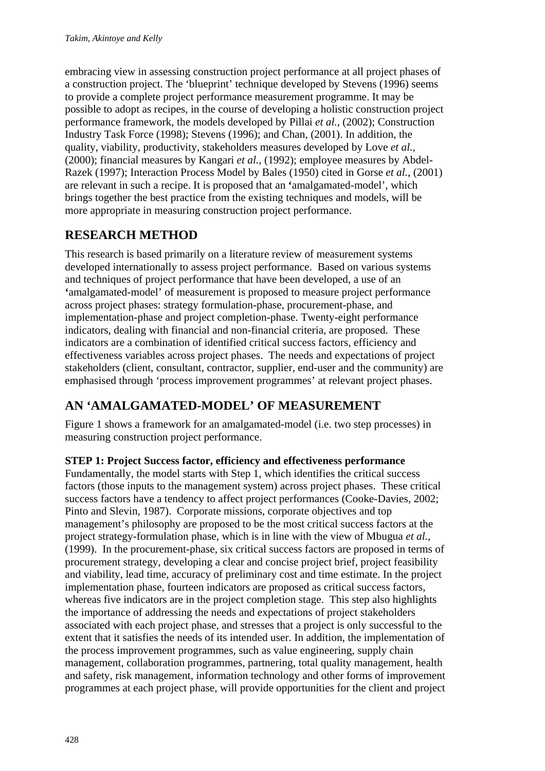embracing view in assessing construction project performance at all project phases of a construction project. The 'blueprint' technique developed by Stevens (1996) seems to provide a complete project performance measurement programme. It may be possible to adopt as recipes, in the course of developing a holistic construction project performance framework, the models developed by Pillai *et al.*, (2002); Construction Industry Task Force (1998); Stevens (1996); and Chan, (2001). In addition, the quality, viability, productivity, stakeholders measures developed by Love *et al.*, (2000); financial measures by Kangari *et al.*, (1992); employee measures by Abdel-Razek (1997); Interaction Process Model by Bales (1950) cited in Gorse *et al.*, (2001) are relevant in such a recipe. It is proposed that an 'amalgamated-model', which brings together the best practice from the existing techniques and models, will be more appropriate in measuring construction project performance.

## RESEARCH METHOD

This research is based primarily on a literature review of measurement systems developed internationally to assess project performance. Based on various systems and techniques of project performance that have been developed, a use of an 'amalgamated-model' of measurement is proposed to measure project performance across project phases: strategy formulation-phase, procurement-phase, and implementation-phase and project completion-phase. Twenty-eight performance indicators, dealing with financial and non-financial criteria, are proposed. These indicators are a combination of identified critical success factors, efficiency and effectiveness variables across project phases. The needs and expectations of project stakeholders (client, consultant, contractor, supplier, end-user and the community) are emphasised through 'process improvement programmes' at relevant project phases.

## AN 'AMALGAMATED-MODEL' OF MEASUREMENT

Figure 1 shows a framework for an amalgamated-model (i.e. two step processes) in measuring construction project performance.

**STEP 1: Project Success factor, efficiency and effectiveness performance**
Fundamentally, the model starts with Step 1, which identifies the critical success factors (those inputs to the management system) across project phases. These critical success factors have a tendency to affect project performances (Cooke-Davies, 2002; Pinto and Slevin, 1987). Corporate missions, corporate objectives and top management's philosophy are proposed to be the most critical success factors at the project strategy-formulation phase, which is in line with the view of Mbugua *et al.*, (1999). In the procurement-phase, six critical success factors are proposed in terms of procurement strategy, developing a clear and concise project brief, project feasibility and viability, lead time, accuracy of preliminary cost and time estimate. In the project implementation phase, fourteen indicators are proposed as critical success factors, whereas five indicators are in the project completion stage. This step also highlights the importance of addressing the needs and expectations of project stakeholders associated with each project phase, and stresses that a project is only successful to the extent that it satisfies the needs of its intended user. In addition, the implementation of the process improvement programmes, such as value engineering, supply chain management, collaboration programmes, partnering, total quality management, health and safety, risk management, information technology and other forms of improvement programmes at each project phase, will provide opportunities for the client and project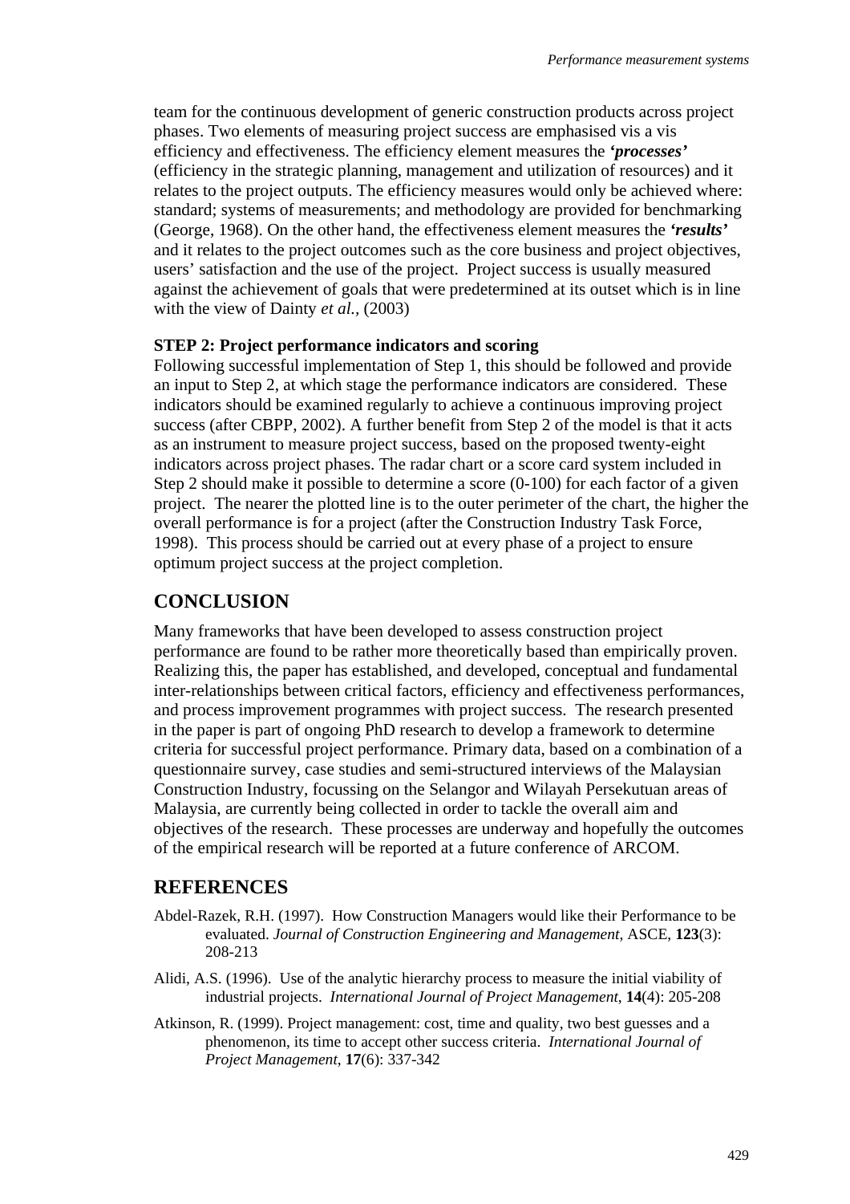team for the continuous development of generic construction products across project phases. Two elements of measuring project success are emphasised vis a vis efficiency and effectiveness. The efficiency element measures the ***'processes'*** (efficiency in the strategic planning, management and utilization of resources) and it relates to the project outputs. The efficiency measures would only be achieved where: standard; systems of measurements; and methodology are provided for benchmarking (George, 1968). On the other hand, the effectiveness element measures the ***'results'*** and it relates to the project outcomes such as the core business and project objectives, users' satisfaction and the use of the project. Project success is usually measured against the achievement of goals that were predetermined at its outset which is in line with the view of Dainty *et al.*, (2003)

**STEP 2: Project performance indicators and scoring**

Following successful implementation of Step 1, this should be followed and provide an input to Step 2, at which stage the performance indicators are considered. These indicators should be examined regularly to achieve a continuous improving project success (after CBPP, 2002). A further benefit from Step 2 of the model is that it acts as an instrument to measure project success, based on the proposed twenty-eight indicators across project phases. The radar chart or a score card system included in Step 2 should make it possible to determine a score (0-100) for each factor of a given project. The nearer the plotted line is to the outer perimeter of the chart, the higher the overall performance is for a project (after the Construction Industry Task Force, 1998). This process should be carried out at every phase of a project to ensure optimum project success at the project completion.

## CONCLUSION

Many frameworks that have been developed to assess construction project performance are found to be rather more theoretically based than empirically proven. Realizing this, the paper has established, and developed, conceptual and fundamental inter-relationships between critical factors, efficiency and effectiveness performances, and process improvement programmes with project success. The research presented in the paper is part of ongoing PhD research to develop a framework to determine criteria for successful project performance. Primary data, based on a combination of a questionnaire survey, case studies and semi-structured interviews of the Malaysian Construction Industry, focussing on the Selangor and Wilayah Persekutuan areas of Malaysia, are currently being collected in order to tackle the overall aim and objectives of the research. These processes are underway and hopefully the outcomes of the empirical research will be reported at a future conference of ARCOM.

## REFERENCES

Abdel-Razek, R.H. (1997). How Construction Managers would like their Performance to be evaluated. *Journal of Construction Engineering and Management*, ASCE, **123**(3): 208-213

Alidi, A.S. (1996). Use of the analytic hierarchy process to measure the initial viability of industrial projects. *International Journal of Project Management*, **14**(4): 205-208

Atkinson, R. (1999). Project management: cost, time and quality, two best guesses and a phenomenon, its time to accept other success criteria. *International Journal of Project Management*, **17**(6): 337-342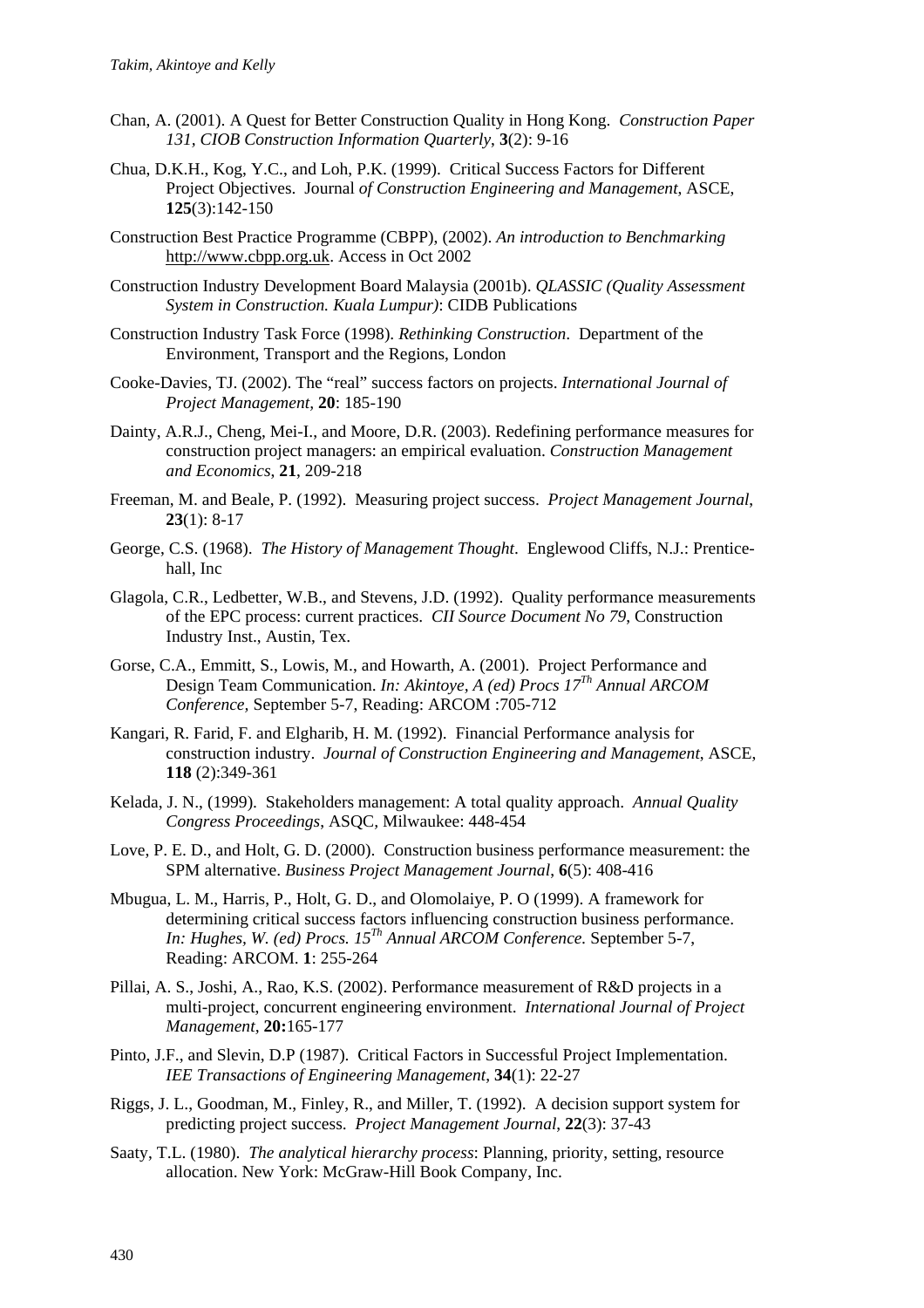Chan, A. (2001). A Quest for Better Construction Quality in Hong Kong. *Construction Paper 131, CIOB Construction Information Quarterly*, **3**(2): 9-16

Chua, D.K.H., Kog, Y.C., and Loh, P.K. (1999). Critical Success Factors for Different Project Objectives. Journal *of Construction Engineering and Management*, ASCE, **125**(3):142-150

Construction Best Practice Programme (CBPP), (2002). *An introduction to Benchmarking* http://www.cbpp.org.uk. Access in Oct 2002

Construction Industry Development Board Malaysia (2001b). *QLASSIC (Quality Assessment System in Construction. Kuala Lumpur)*: CIDB Publications

Construction Industry Task Force (1998). *Rethinking Construction*. Department of the Environment, Transport and the Regions, London

Cooke-Davies, TJ. (2002). The "real" success factors on projects. *International Journal of Project Management*, **20**: 185-190

Dainty, A.R.J., Cheng, Mei-I., and Moore, D.R. (2003). Redefining performance measures for construction project managers: an empirical evaluation. *Construction Management and Economics*, **21**, 209-218

Freeman, M. and Beale, P. (1992). Measuring project success. *Project Management Journal*, **23**(1): 8-17

George, C.S. (1968). *The History of Management Thought*. Englewood Cliffs, N.J.: Prentice-hall, Inc

Glagola, C.R., Ledbetter, W.B., and Stevens, J.D. (1992). Quality performance measurements of the EPC process: current practices. *CII Source Document No 79*, Construction Industry Inst., Austin, Tex.

Gorse, C.A., Emmitt, S., Lowis, M., and Howarth, A. (2001). Project Performance and Design Team Communication. *In: Akintoye, A (ed) Procs 17Th Annual ARCOM Conference*, September 5-7, Reading: ARCOM :705-712

Kangari, R. Farid, F. and Elgharib, H. M. (1992). Financial Performance analysis for construction industry. *Journal of Construction Engineering and Management*, ASCE, **118** (2):349-361

Kelada, J. N., (1999). Stakeholders management: A total quality approach. *Annual Quality Congress Proceedings*, ASQC, Milwaukee: 448-454

Love, P. E. D., and Holt, G. D. (2000). Construction business performance measurement: the SPM alternative. *Business Project Management Journal*, **6**(5): 408-416

Mbugua, L. M., Harris, P., Holt, G. D., and Olomolaiye, P. O (1999). A framework for determining critical success factors influencing construction business performance. *In: Hughes, W. (ed) Procs. 15Th Annual ARCOM Conference.* September 5-7, Reading: ARCOM. **1**: 255-264

Pillai, A. S., Joshi, A., Rao, K.S. (2002). Performance measurement of R&D projects in a multi-project, concurrent engineering environment. *International Journal of Project Management*, **20:**165-177

Pinto, J.F., and Slevin, D.P (1987). Critical Factors in Successful Project Implementation. *IEE Transactions of Engineering Management*, **34**(1): 22-27

Riggs, J. L., Goodman, M., Finley, R., and Miller, T. (1992). A decision support system for predicting project success. *Project Management Journal*, **22**(3): 37-43

Saaty, T.L. (1980). *The analytical hierarchy process*: Planning, priority, setting, resource allocation. New York: McGraw-Hill Book Company, Inc.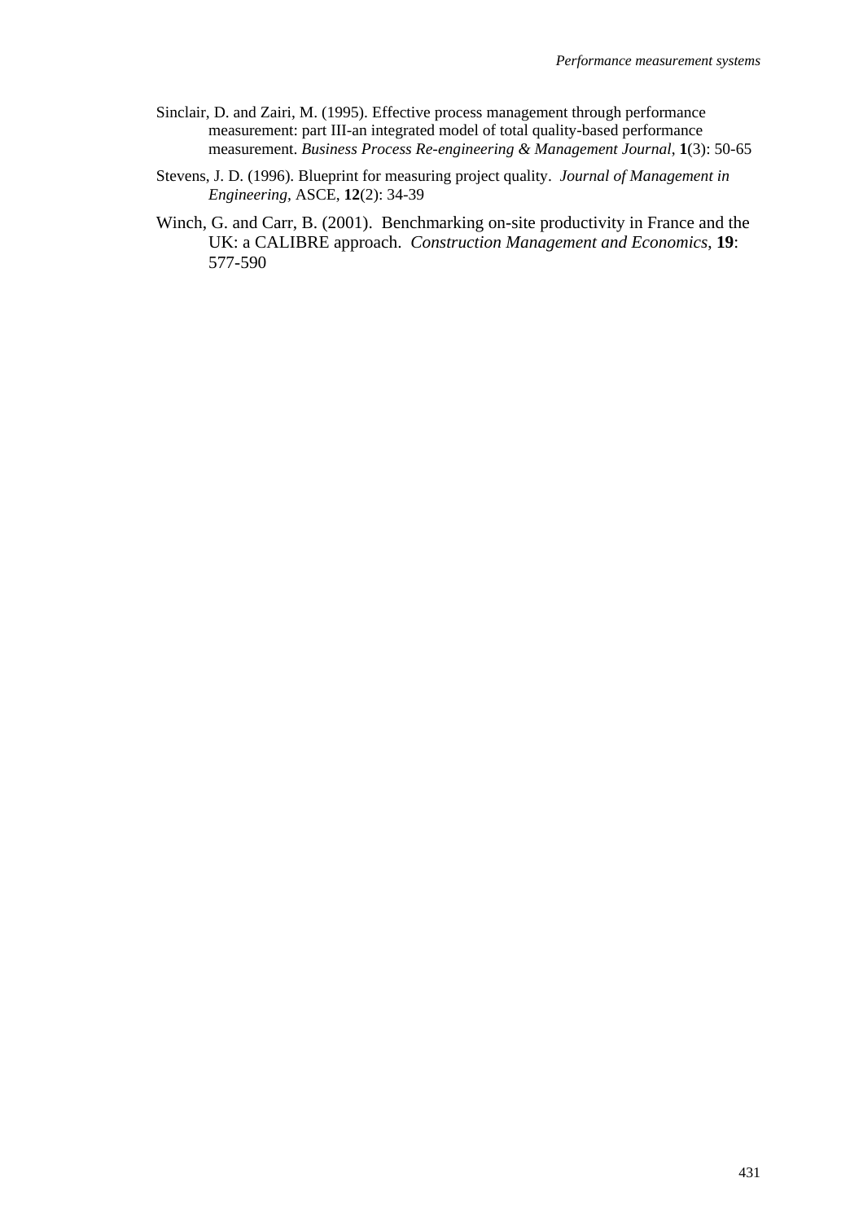Sinclair, D. and Zairi, M. (1995). Effective process management through performance measurement: part III-an integrated model of total quality-based performance measurement. *Business Process Re-engineering & Management Journal*, **1**(3): 50-65

Stevens, J. D. (1996). Blueprint for measuring project quality. *Journal of Management in Engineering*, ASCE, **12**(2): 34-39

Winch, G. and Carr, B. (2001). Benchmarking on-site productivity in France and the UK: a CALIBRE approach. *Construction Management and Economics*, **19**: 577-590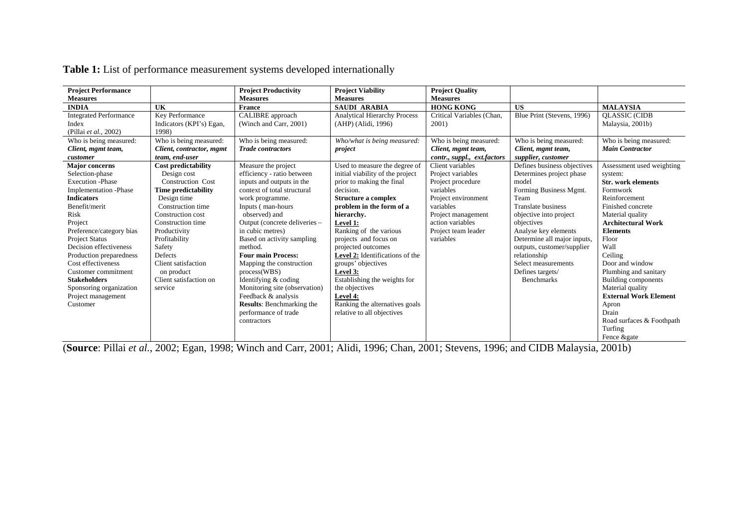**Table 1:** List of performance measurement systems developed internationally

| **Project Performance Measures** | | **Project Productivity Measures** | **Project Viability Measures** | **Project Quality Measures** | | |
|---|---|---|---|---|---|---|
| **INDIA** | **UK** | **France** | **SAUDI ARABIA** | **HONG KONG** | **US** | **MALAYSIA** |
| Integrated Performance Index (Pillai *et al.*, 2002) | Key Performance Indicators (KPI's) Egan, 1998) | CALIBRE approach (Winch and Carr, 2001) | Analytical Hierarchy Process (AHP) (Alidi, 1996) | Critical Variables (Chan, 2001) | Blue Print (Stevens, 1996) | QLASSIC (CIDB Malaysia, 2001b) |
| Who is being measured: ***Client, mgmt team, customer*** | Who is being measured: ***Client, contractor, mgmt team, end-user*** | Who is being measured: ***Trade contractors*** | *Who/what is being measured:* ***project*** | Who is being measured: ***Client, mgmt team, contr., suppl., ext.factors*** | Who is being measured: ***Client, mgmt team, supplier, customer*** | Who is being measured: ***Main Contractor*** |
| **Major concerns**<br>Selection-phase<br>Execution -Phase<br>Implementation -Phase<br>**Indicators**<br>Benefit/merit<br>Risk<br>Project<br>Preference/category bias<br>Project Status<br>Decision effectiveness<br>Production preparedness<br>Cost effectiveness<br>Customer commitment<br>**Stakeholders**<br>Sponsoring organization<br>Project management<br>Customer | **Cost predictability**<br>Design cost<br>Construction Cost<br>**Time predictability**<br>Design time<br>Construction time<br>Construction cost<br>Construction time<br>Productivity<br>Profitability<br>Safety<br>Defects<br>Client satisfaction on product<br>Client satisfaction on service | Measure the project efficiency - ratio between inputs and outputs in the context of total structural work programme.<br>Inputs ( man-hours observed) and<br>Output (concrete deliveries – in cubic metres)<br>Based on activity sampling method.<br>**Four main Process:**<br>Mapping the construction process(WBS)<br>Identifying & coding<br>Monitoring site (observation)<br>Feedback & analysis<br>**Results**: Benchmarking the performance of trade contractors | Used to measure the degree of initial viability of the project prior to making the final decision.<br>**Structure a complex problem in the form of a hierarchy.**<br>**Level 1:**<br>Ranking of the various projects and focus on projected outcomes<br>**Level 2:** Identifications of the groups' objectives<br>**Level 3:**<br>Establishing the weights for the objectives<br>**Level 4:**<br>Ranking the alternatives goals relative to all objectives | Client variables<br>Project variables<br>Project procedure variables<br>Project environment variables<br>Project management action variables<br>Project team leader variables | Defines business objectives<br>Determines project phase model<br>Forming Business Mgmt. Team<br>Translate business objective into project objectives<br>Analyse key elements<br>Determine all major inputs, outputs, customer/supplier relationship<br>Select measurements<br>Defines targets/ Benchmarks | Assessment used weighting system:<br>**Str. work elements**<br>Formwork<br>Reinforcement<br>Finished concrete<br>Material quality<br>**Architectural Work Elements**<br>Floor<br>Wall<br>Ceiling<br>Door and window<br>Plumbing and sanitary<br>Building components<br>Material quality<br>**External Work Element**<br>Apron<br>Drain<br>Road surfaces & Footpath<br>Turfing<br>Fence &gate |

(**Source**: Pillai *et al.*, 2002; Egan, 1998; Winch and Carr, 2001; Alidi, 1996; Chan, 2001; Stevens, 1996; and CIDB Malaysia, 2001b)